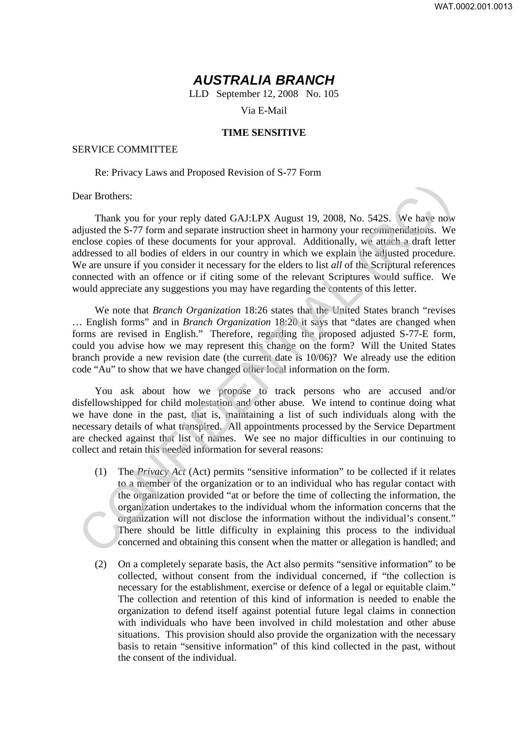# *AUSTRALIA BRANCH*

LLD September 12, 2008 No. 105

Via E-Mail

**TIME SENSITIVE**

SERVICE COMMITTEE

Re: Privacy Laws and Proposed Revision of S-77 Form

Dear Brothers:

Thank you for your reply dated GAJ:LPX August 19, 2008, No. 542S. We have now adjusted the S-77 form and separate instruction sheet in harmony your recommendations. We enclose copies of these documents for your approval. Additionally, we attach a draft letter addressed to all bodies of elders in our country in which we explain the adjusted procedure. We are unsure if you consider it necessary for the elders to list *all* of the Scriptural references connected with an offence or if citing some of the relevant Scriptures would suffice. We would appreciate any suggestions you may have regarding the contents of this letter.

We note that *Branch Organization* 18:26 states that the United States branch "revises … English forms" and in *Branch Organization* 18:20 it says that "dates are changed when forms are revised in English." Therefore, regarding the proposed adjusted S-77-E form, could you advise how we may represent this change on the form? Will the United States branch provide a new revision date (the current date is 10/06)? We already use the edition code "Au" to show that we have changed other local information on the form.

You ask about how we propose to track persons who are accused and/or disfellowshipped for child molestation and other abuse. We intend to continue doing what we have done in the past, that is, maintaining a list of such individuals along with the necessary details of what transpired. All appointments processed by the Service Department are checked against that list of names. We see no major difficulties in our continuing to collect and retain this needed information for several reasons:

(1) The *Privacy Act* (Act) permits "sensitive information" to be collected if it relates to a member of the organization or to an individual who has regular contact with the organization provided "at or before the time of collecting the information, the organization undertakes to the individual whom the information concerns that the organization will not disclose the information without the individual's consent." There should be little difficulty in explaining this process to the individual concerned and obtaining this consent when the matter or allegation is handled; and

(2) On a completely separate basis, the Act also permits "sensitive information" to be collected, without consent from the individual concerned, if "the collection is necessary for the establishment, exercise or defence of a legal or equitable claim." The collection and retention of this kind of information is needed to enable the organization to defend itself against potential future legal claims in connection with individuals who have been involved in child molestation and other abuse situations. This provision should also provide the organization with the necessary basis to retain "sensitive information" of this kind collected in the past, without the consent of the individual.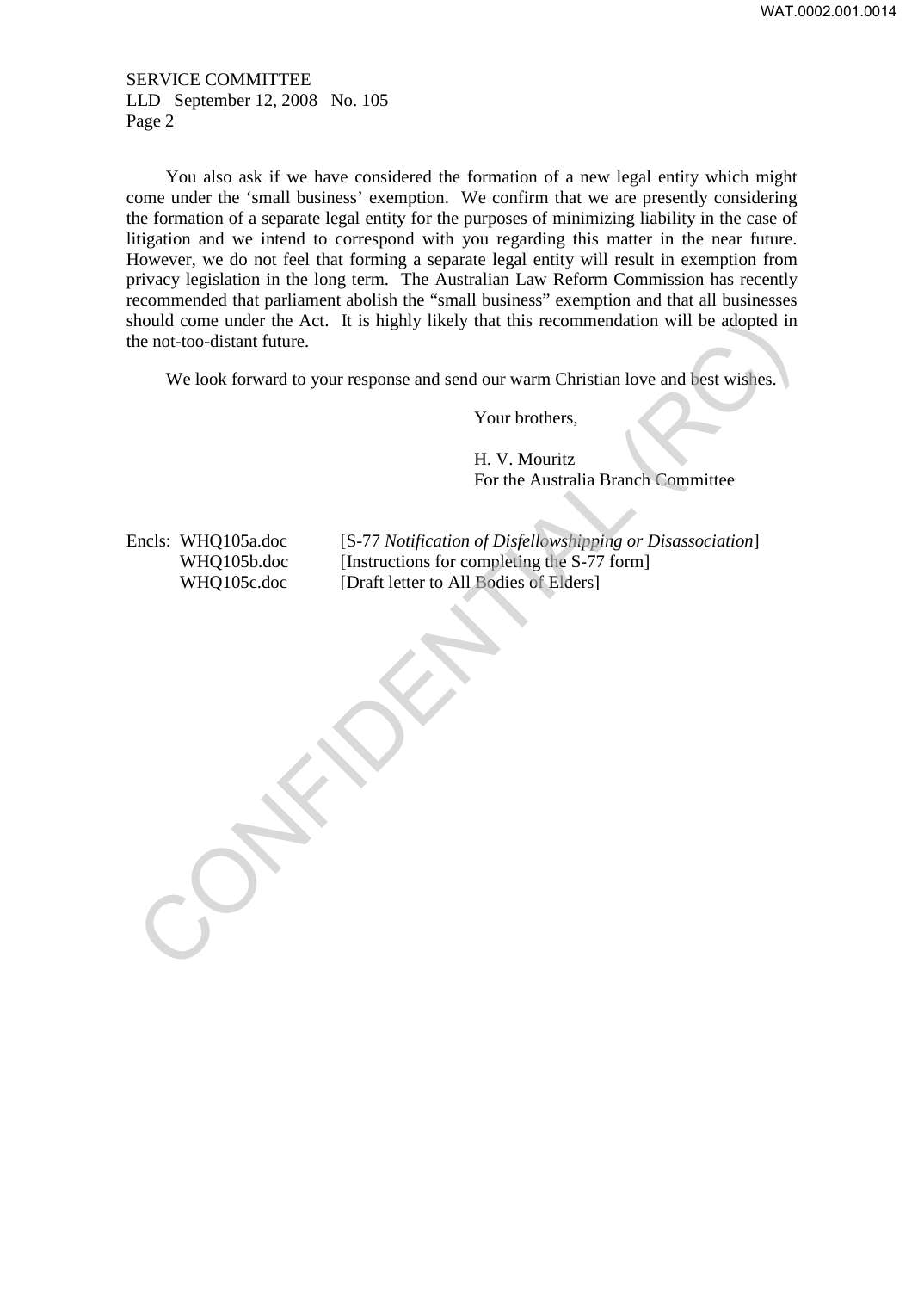You also ask if we have considered the formation of a new legal entity which might come under the 'small business' exemption. We confirm that we are presently considering the formation of a separate legal entity for the purposes of minimizing liability in the case of litigation and we intend to correspond with you regarding this matter in the near future. However, we do not feel that forming a separate legal entity will result in exemption from privacy legislation in the long term. The Australian Law Reform Commission has recently recommended that parliament abolish the "small business" exemption and that all businesses should come under the Act. It is highly likely that this recommendation will be adopted in the not-too-distant future.

We look forward to your response and send our warm Christian love and best wishes.

Your brothers,

H. V. Mouritz
For the Australia Branch Committee

Encls:
- WHQ105a.doc [S-77 *Notification of Disfellowshipping or Disassociation*]
- WHQ105b.doc [Instructions for completing the S-77 form]
- WHQ105c.doc [Draft letter to All Bodies of Elders]